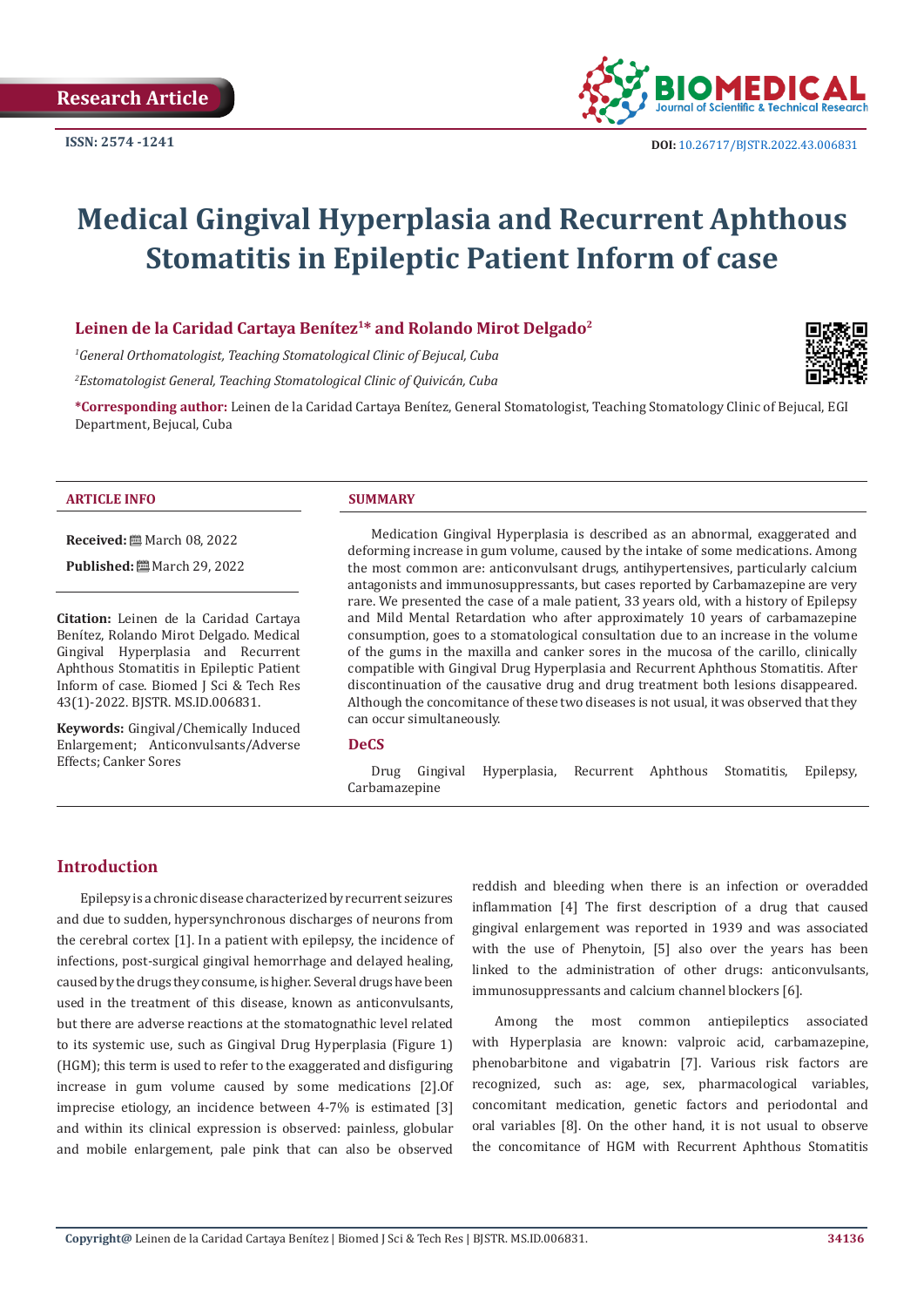Research Article

ISSN: 2574 -1241

DOI: 10.26717/BJSTR.2022.43.006831

# Medical Gingival Hyperplasia and Recurrent Aphthous Stomatitis in Epileptic Patient Inform of case

**Leinen de la Caridad Cartaya Benítez[1]* and Rolando Mirot Delgado[2]**

[1]*General Orthomatologist, Teaching Stomatological Clinic of Bejucal, Cuba*

[2]*Estomatologist General, Teaching Stomatological Clinic of Quivicán, Cuba*

***Corresponding author:** Leinen de la Caridad Cartaya Benítez, General Stomatologist, Teaching Stomatology Clinic of Bejucal, EGI Department, Bejucal, Cuba

## ARTICLE INFO

**Received:** March 08, 2022

**Published:** March 29, 2022

**Citation:** Leinen de la Caridad Cartaya Benítez, Rolando Mirot Delgado. Medical Gingival Hyperplasia and Recurrent Aphthous Stomatitis in Epileptic Patient Inform of case. Biomed J Sci & Tech Res 43(1)-2022. BJSTR. MS.ID.006831.

**Keywords:** Gingival/Chemically Induced Enlargement; Anticonvulsants/Adverse Effects; Canker Sores

## SUMMARY

Medication Gingival Hyperplasia is described as an abnormal, exaggerated and deforming increase in gum volume, caused by the intake of some medications. Among the most common are: anticonvulsant drugs, antihypertensives, particularly calcium antagonists and immunosuppressants, but cases reported by Carbamazepine are very rare. We presented the case of a male patient, 33 years old, with a history of Epilepsy and Mild Mental Retardation who after approximately 10 years of carbamazepine consumption, goes to a stomatological consultation due to an increase in the volume of the gums in the maxilla and canker sores in the mucosa of the carillo, clinically compatible with Gingival Drug Hyperplasia and Recurrent Aphthous Stomatitis. After discontinuation of the causative drug and drug treatment both lesions disappeared. Although the concomitance of these two diseases is not usual, it was observed that they can occur simultaneously.

## DeCS

Drug Gingival Hyperplasia, Recurrent Aphthous Stomatitis, Epilepsy, Carbamazepine

## Introduction

Epilepsy is a chronic disease characterized by recurrent seizures and due to sudden, hypersynchronous discharges of neurons from the cerebral cortex [1]. In a patient with epilepsy, the incidence of infections, post-surgical gingival hemorrhage and delayed healing, caused by the drugs they consume, is higher. Several drugs have been used in the treatment of this disease, known as anticonvulsants, but there are adverse reactions at the stomatognathic level related to its systemic use, such as Gingival Drug Hyperplasia (Figure 1) (HGM); this term is used to refer to the exaggerated and disfiguring increase in gum volume caused by some medications [2].Of imprecise etiology, an incidence between 4-7% is estimated [3] and within its clinical expression is observed: painless, globular and mobile enlargement, pale pink that can also be observed reddish and bleeding when there is an infection or overadded inflammation [4] The first description of a drug that caused gingival enlargement was reported in 1939 and was associated with the use of Phenytoin, [5] also over the years has been linked to the administration of other drugs: anticonvulsants, immunosuppressants and calcium channel blockers [6].

Among the most common antiepileptics associated with Hyperplasia are known: valproic acid, carbamazepine, phenobarbitone and vigabatrin [7]. Various risk factors are recognized, such as: age, sex, pharmacological variables, concomitant medication, genetic factors and periodontal and oral variables [8]. On the other hand, it is not usual to observe the concomitance of HGM with Recurrent Aphthous Stomatitis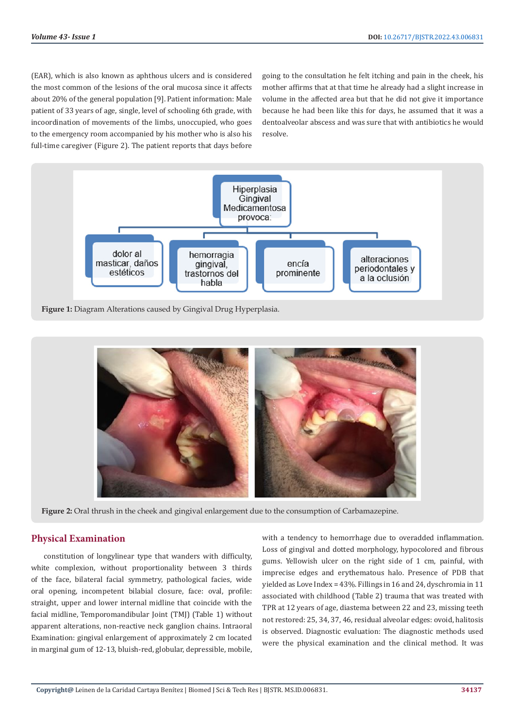(EAR), which is also known as aphthous ulcers and is considered the most common of the lesions of the oral mucosa since it affects about 20% of the general population [9]. Patient information: Male patient of 33 years of age, single, level of schooling 6th grade, with incoordination of movements of the limbs, unoccupied, who goes to the emergency room accompanied by his mother who is also his full-time caregiver (Figure 2). The patient reports that days before going to the consultation he felt itching and pain in the cheek, his mother affirms that at that time he already had a slight increase in volume in the affected area but that he did not give it importance because he had been like this for days, he assumed that it was a dentoalveolar abscess and was sure that with antibiotics he would resolve.

**Figure 1:** Diagram Alterations caused by Gingival Drug Hyperplasia.

**Figure 2:** Oral thrush in the cheek and gingival enlargement due to the consumption of Carbamazepine.

## Physical Examination

constitution of longylinear type that wanders with difficulty, white complexion, without proportionality between 3 thirds of the face, bilateral facial symmetry, pathological facies, wide oral opening, incompetent bilabial closure, face: oval, profile: straight, upper and lower internal midline that coincide with the facial midline, Temporomandibular Joint (TMJ) (Table 1) without apparent alterations, non-reactive neck ganglion chains. Intraoral Examination: gingival enlargement of approximately 2 cm located in marginal gum of 12-13, bluish-red, globular, depressible, mobile, with a tendency to hemorrhage due to overadded inflammation. Loss of gingival and dotted morphology, hypocolored and fibrous gums. Yellowish ulcer on the right side of 1 cm, painful, with imprecise edges and erythematous halo. Presence of PDB that yielded as Love Index = 43%. Fillings in 16 and 24, dyschromia in 11 associated with childhood (Table 2) trauma that was treated with TPR at 12 years of age, diastema between 22 and 23, missing teeth not restored: 25, 34, 37, 46, residual alveolar edges: ovoid, halitosis is observed. Diagnostic evaluation: The diagnostic methods used were the physical examination and the clinical method. It was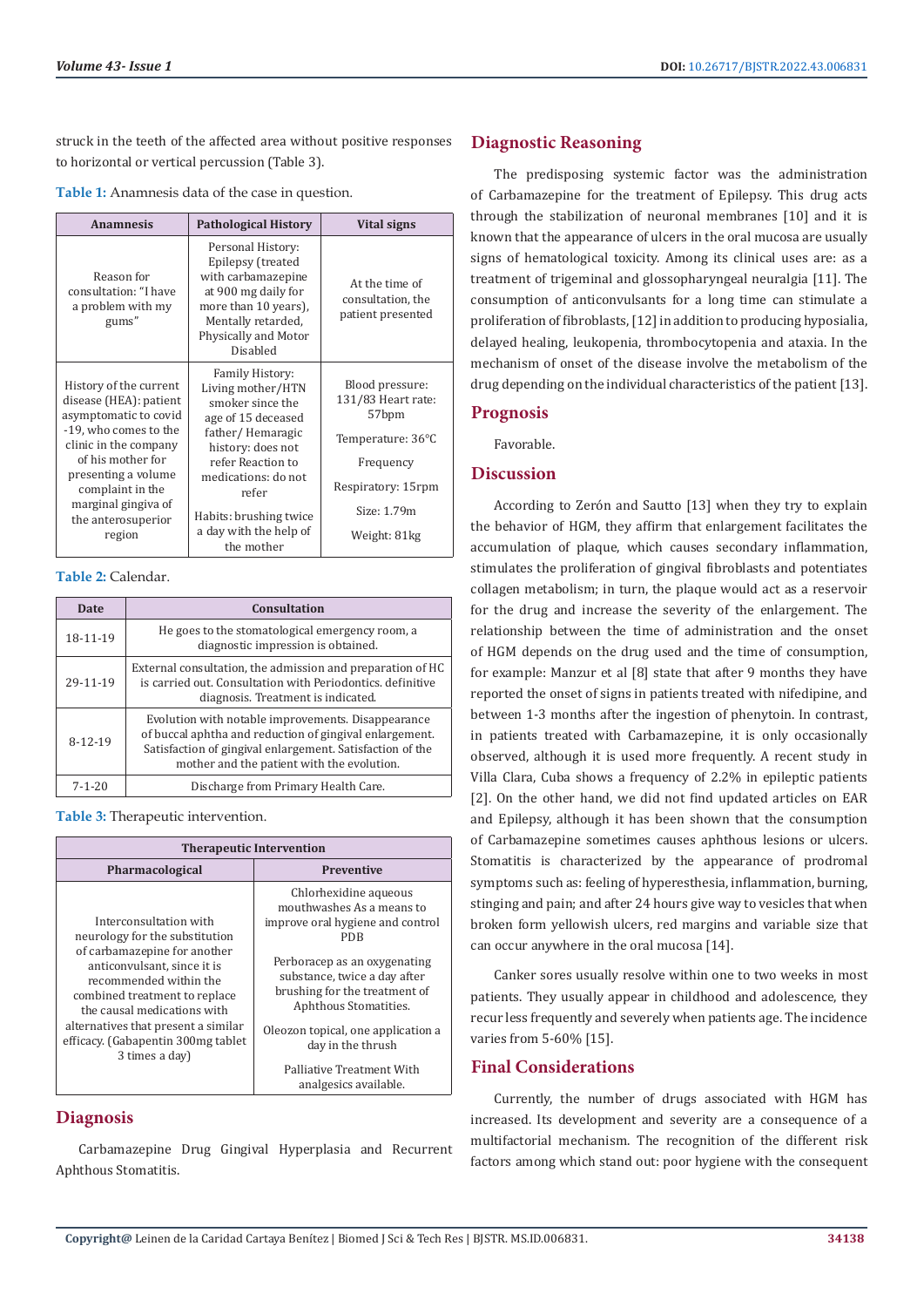struck in the teeth of the affected area without positive responses to horizontal or vertical percussion (Table 3).

**Table 1:** Anamnesis data of the case in question.

| Anamnesis | Pathological History | Vital signs |
|---|---|---|
| Reason for consultation: "I have a problem with my gums" | Personal History: Epilepsy (treated with carbamazepine at 900 mg daily for more than 10 years), Mentally retarded, Physically and Motor Disabled | At the time of consultation, the patient presented |
| History of the current disease (HEA): patient asymptomatic to covid -19, who comes to the clinic in the company of his mother for presenting a volume complaint in the marginal gingiva of the anterosuperior region | Family History: Living mother/HTN smoker since the age of 15 deceased father/ Hemaragic history: does not refer Reaction to medications: do not refer<br><br>Habits: brushing twice a day with the help of the mother | Blood pressure: 131/83 Heart rate: 57bpm<br><br>Temperature: 36°C<br><br>Frequency<br><br>Respiratory: 15rpm<br><br>Size: 1.79m<br><br>Weight: 81kg |

**Table 2:** Calendar.

| Date | Consultation |
|---|---|
| 18-11-19 | He goes to the stomatological emergency room, a diagnostic impression is obtained. |
| 29-11-19 | External consultation, the admission and preparation of HC is carried out. Consultation with Periodontics. definitive diagnosis. Treatment is indicated. |
| 8-12-19 | Evolution with notable improvements. Disappearance of buccal aphtha and reduction of gingival enlargement. Satisfaction of gingival enlargement. Satisfaction of the mother and the patient with the evolution. |
| 7-1-20 | Discharge from Primary Health Care. |

**Table 3:** Therapeutic intervention.

| Therapeutic Intervention | |
|---|---|
| **Pharmacological** | **Preventive** |
| Interconsultation with neurology for the substitution of carbamazepine for another anticonvulsant, since it is recommended within the combined treatment to replace the causal medications with alternatives that present a similar efficacy. (Gabapentin 300mg tablet 3 times a day) | Chlorhexidine aqueous mouthwashes As a means to improve oral hygiene and control PDB<br><br>Perboracep as an oxygenating substance, twice a day after brushing for the treatment of Aphthous Stomatities.<br><br>Oleozon topical, one application a day in the thrush<br><br>Palliative Treatment With analgesics available. |

## Diagnosis

Carbamazepine Drug Gingival Hyperplasia and Recurrent Aphthous Stomatitis.

## Diagnostic Reasoning

The predisposing systemic factor was the administration of Carbamazepine for the treatment of Epilepsy. This drug acts through the stabilization of neuronal membranes [10] and it is known that the appearance of ulcers in the oral mucosa are usually signs of hematological toxicity. Among its clinical uses are: as a treatment of trigeminal and glossopharyngeal neuralgia [11]. The consumption of anticonvulsants for a long time can stimulate a proliferation of fibroblasts, [12] in addition to producing hyposialia, delayed healing, leukopenia, thrombocytopenia and ataxia. In the mechanism of onset of the disease involve the metabolism of the drug depending on the individual characteristics of the patient [13].

## Prognosis

Favorable.

## Discussion

According to Zerón and Sautto [13] when they try to explain the behavior of HGM, they affirm that enlargement facilitates the accumulation of plaque, which causes secondary inflammation, stimulates the proliferation of gingival fibroblasts and potentiates collagen metabolism; in turn, the plaque would act as a reservoir for the drug and increase the severity of the enlargement. The relationship between the time of administration and the onset of HGM depends on the drug used and the time of consumption, for example: Manzur et al [8] state that after 9 months they have reported the onset of signs in patients treated with nifedipine, and between 1-3 months after the ingestion of phenytoin. In contrast, in patients treated with Carbamazepine, it is only occasionally observed, although it is used more frequently. A recent study in Villa Clara, Cuba shows a frequency of 2.2% in epileptic patients [2]. On the other hand, we did not find updated articles on EAR and Epilepsy, although it has been shown that the consumption of Carbamazepine sometimes causes aphthous lesions or ulcers. Stomatitis is characterized by the appearance of prodromal symptoms such as: feeling of hyperesthesia, inflammation, burning, stinging and pain; and after 24 hours give way to vesicles that when broken form yellowish ulcers, red margins and variable size that can occur anywhere in the oral mucosa [14].

Canker sores usually resolve within one to two weeks in most patients. They usually appear in childhood and adolescence, they recur less frequently and severely when patients age. The incidence varies from 5-60% [15].

## Final Considerations

Currently, the number of drugs associated with HGM has increased. Its development and severity are a consequence of a multifactorial mechanism. The recognition of the different risk factors among which stand out: poor hygiene with the consequent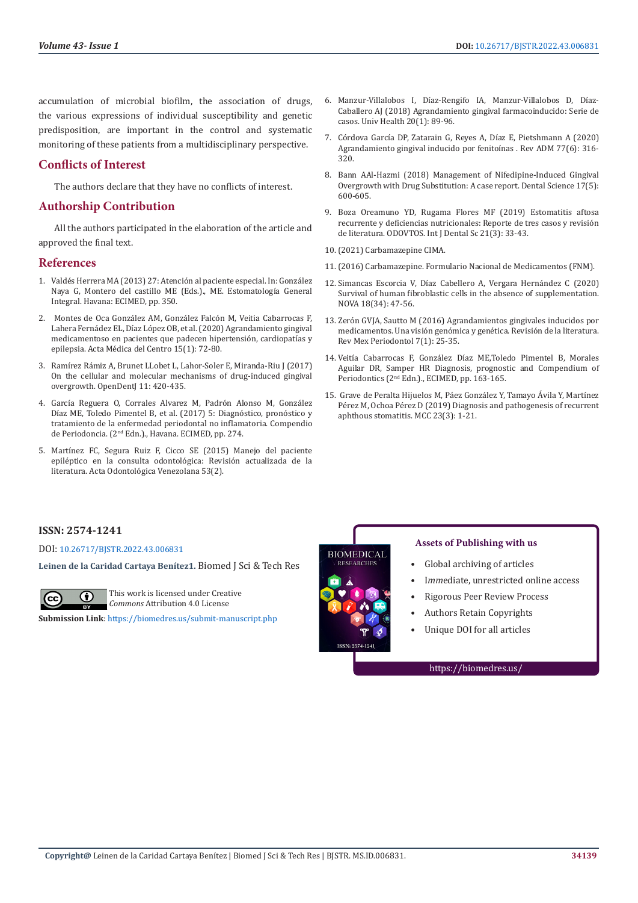accumulation of microbial biofilm, the association of drugs, the various expressions of individual susceptibility and genetic predisposition, are important in the control and systematic monitoring of these patients from a multidisciplinary perspective.

## Conflicts of Interest

The authors declare that they have no conflicts of interest.

## Authorship Contribution

All the authors participated in the elaboration of the article and approved the final text.

## References

1. Valdés Herrera MA (2013) 27: Atención al paciente especial. In: González Naya G, Montero del castillo ME (Eds.)., ME. Estomatología General Integral. Havana: ECIMED, pp. 350.
2. Montes de Oca González AM, González Falcón M, Veitia Cabarrocas F, Lahera Fernádez EL, Díaz López OB, et al. (2020) Agrandamiento gingival medicamentoso en pacientes que padecen hipertensión, cardiopatías y epilepsia. Acta Médica del Centro 15(1): 72-80.
3. Ramírez Rámiz A, Brunet LLobet L, Lahor-Soler E, Miranda-Riu J (2017) On the cellular and molecular mechanisms of drug-induced gingival overgrowth. OpenDentJ 11: 420-435.
4. García Reguera O, Corrales Alvarez M, Padrón Alonso M, González Díaz ME, Toledo Pimentel B, et al. (2017) 5: Diagnóstico, pronóstico y tratamiento de la enfermedad periodontal no inflamatoria. Compendio de Periodoncia. (2nd Edn.)., Havana. ECIMED, pp. 274.
5. Martínez FC, Segura Ruiz F, Cicco SE (2015) Manejo del paciente epiléptico en la consulta odontológica: Revisión actualizada de la literatura. Acta Odontológica Venezolana 53(2).
6. Manzur-Villalobos I, Díaz-Rengifo IA, Manzur-Villalobos D, Díaz-Caballero AJ (2018) Agrandamiento gingival farmacoinducido: Serie de casos. Univ Health 20(1): 89-96.
7. Córdova García DP, Zatarain G, Reyes A, Díaz E, Pietshmann A (2020) Agrandamiento gingival inducido por fenitoínas . Rev ADM 77(6): 316-320.
8. Bann AAl-Hazmi (2018) Management of Nifedipine-Induced Gingival Overgrowth with Drug Substitution: A case report. Dental Science 17(5): 600-605.
9. Boza Oreamuno YD, Rugama Flores MF (2019) Estomatitis aftosa recurrente y deficiencias nutricionales: Reporte de tres casos y revisión de literatura. ODOVTOS. Int J Dental Sc 21(3): 33-43.
10. (2021) Carbamazepine CIMA.
11. (2016) Carbamazepine. Formulario Nacional de Medicamentos (FNM).
12. Simancas Escorcia V, Díaz Cabellero A, Vergara Hernández C (2020) Survival of human fibroblastic cells in the absence of supplementation. NOVA 18(34): 47-56.
13. Zerón GVJA, Sautto M (2016) Agrandamientos gingivales inducidos por medicamentos. Una visión genómica y genética. Revisión de la literatura. Rev Mex Periodontol 7(1): 25-35.
14. Veitía Cabarrocas F, González Díaz ME,Toledo Pimentel B, Morales Aguilar DR, Samper HR Diagnosis, prognostic and Compendium of Periodontics (2nd Edn.)., ECIMED, pp. 163-165.
15. Grave de Peralta Hijuelos M, Páez González Y, Tamayo Ávila Y, Martínez Pérez M, Ochoa Pérez D (2019) Diagnosis and pathogenesis of recurrent aphthous stomatitis. MCC 23(3): 1-21.

**ISSN: 2574-1241**

DOI: 10.26717/BJSTR.2022.43.006831

**Leinen de la Caridad Cartaya Benítez1.** Biomed J Sci & Tech Res

This work is licensed under Creative *Commons* Attribution 4.0 License

**Submission Link**: https://biomedres.us/submit-manuscript.php

**Assets of Publishing with us**

- Global archiving of articles
- Immediate, unrestricted online access
- Rigorous Peer Review Process
- Authors Retain Copyrights
- Unique DOI for all articles

https://biomedres.us/